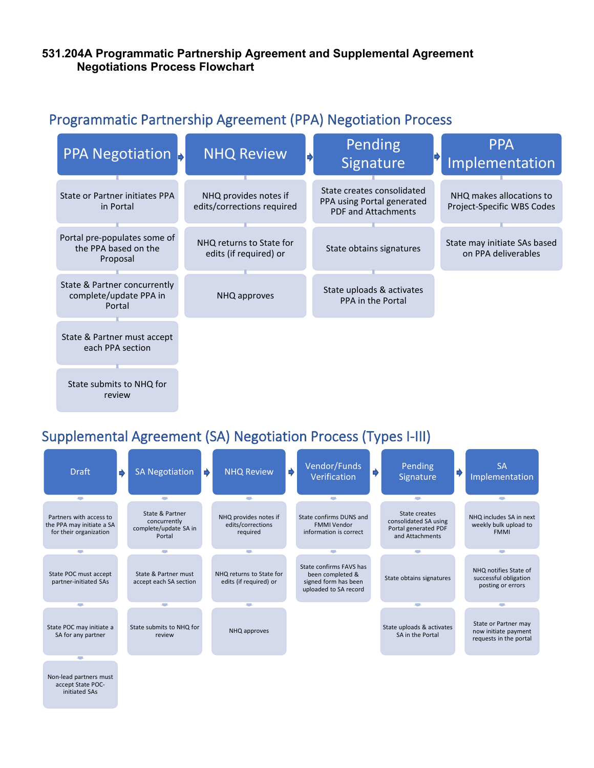# 531.204A Programmatic Partnership Agreement and Supplemental Agreement Negotiations Process Flowchart

## Programmatic Partnership Agreement (PPA) Negotiation Process

### PPA Negotiation

- State or Partner initiates PPA in Portal
- Portal pre-populates some of the PPA based on the Proposal
- State & Partner concurrently complete/update PPA in Portal
- State & Partner must accept each PPA section
- State submits to NHQ for review

### NHQ Review

- NHQ provides notes if edits/corrections required
- NHQ returns to State for edits (if required) or
- NHQ approves

### Pending Signature

- State creates consolidated PPA using Portal generated PDF and Attachments
- State obtains signatures
- State uploads & activates PPA in the Portal

### PPA Implementation

- NHQ makes allocations to Project-Specific WBS Codes
- State may initiate SAs based on PPA deliverables

## Supplemental Agreement (SA) Negotiation Process (Types I-III)

### Draft

- Partners with access to the PPA may initiate a SA for their organization
- State POC must accept partner-initiated SAs
- State POC may initiate a SA for any partner
- Non-lead partners must accept State POC-initiated SAs

### SA Negotiation

- State & Partner concurrently complete/update SA in Portal
- State & Partner must accept each SA section
- State submits to NHQ for review

### NHQ Review

- NHQ provides notes if edits/corrections required
- NHQ returns to State for edits (if required) or
- NHQ approves

### Vendor/Funds Verification

- State confirms DUNS and FMMI Vendor information is correct
- State confirms FAVS has been completed & signed form has been uploaded to SA record

### Pending Signature

- State creates consolidated SA using Portal generated PDF and Attachments
- State obtains signatures
- State uploads & activates SA in the Portal

### SA Implementation

- NHQ includes SA in next weekly bulk upload to FMMI
- NHQ notifies State of successful obligation posting or errors
- State or Partner may now initiate payment requests in the portal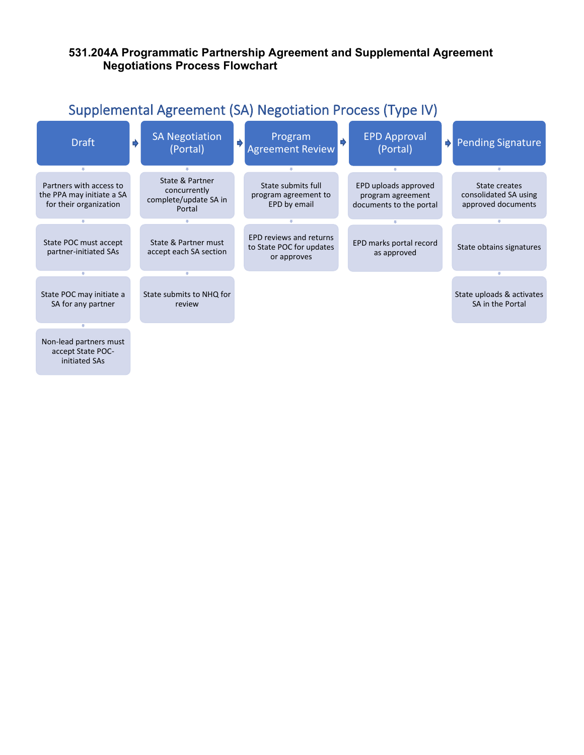**531.204A Programmatic Partnership Agreement and Supplemental Agreement Negotiations Process Flowchart**

## Supplemental Agreement (SA) Negotiation Process (Type IV)

Draft

Partners with access to the PPA may initiate a SA for their organization

State POC must accept partner-initiated SAs

State POC may initiate a SA for any partner

Non-lead partners must accept State POC-initiated SAs

SA Negotiation (Portal)

State & Partner concurrently complete/update SA in Portal

State & Partner must accept each SA section

State submits to NHQ for review

Program Agreement Review

State submits full program agreement to EPD by email

EPD reviews and returns to State POC for updates or approves

EPD Approval (Portal)

EPD uploads approved program agreement documents to the portal

EPD marks portal record as approved

Pending Signature

State creates consolidated SA using approved documents

State obtains signatures

State uploads & activates SA in the Portal